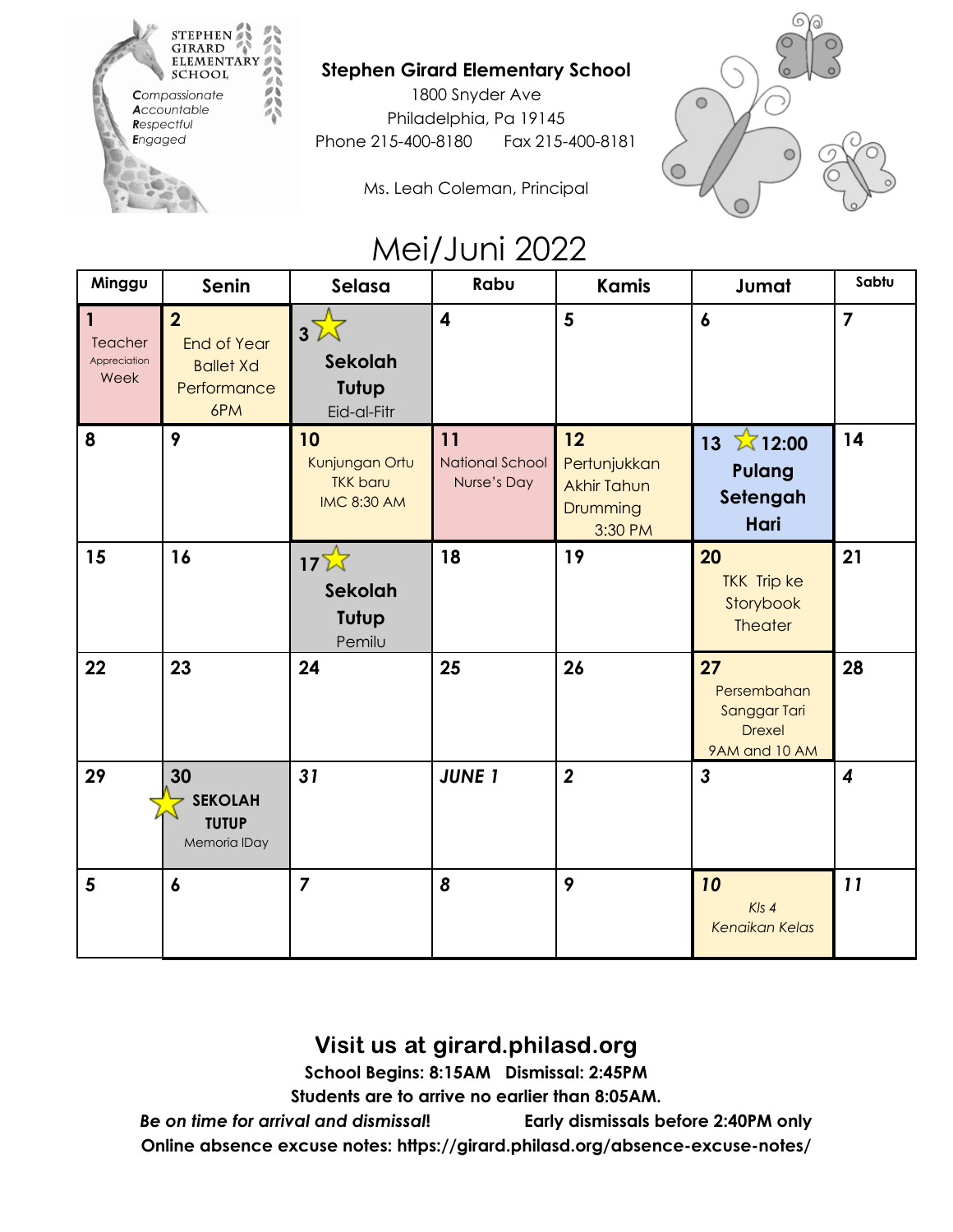STEPHEN GIRARD ELEMENTARY SCHOOL

**C**ompassionate
**A**ccountable
**R**espectful
**E**ngaged

**Stephen Girard Elementary School**
1800 Snyder Ave
Philadelphia, Pa 19145
Phone 215-400-8180 Fax 215-400-8181

Ms. Leah Coleman, Principal

# Mei/Juni 2022

| Minggu | Senin | Selasa | Rabu | Kamis | Jumat | Sabtu |
|---|---|---|---|---|---|---|
| **1** Teacher Appreciation Week | **2** End of Year Ballet Xd Performance 6PM | **3** ☆ **Sekolah Tutup** Eid-al-Fitr | **4** | **5** | **6** | **7** |
| **8** | **9** | **10** Kunjungan Ortu TKK baru IMC 8:30 AM | **11** National School Nurse's Day | **12** Pertunjukkan Akhir Tahun Drumming 3:30 PM | **13** ☆ **12:00 Pulang Setengah Hari** | **14** |
| **15** | **16** | **17** ☆ **Sekolah Tutup** Pemilu | **18** | **19** | **20** TKK Trip ke Storybook Theater | **21** |
| **22** | **23** | **24** | **25** | **26** | **27** Persembahan Sanggar Tari Drexel 9AM and 10 AM | **28** |
| **29** | **30** ☆ **SEKOLAH TUTUP** Memoria lDay | ***31*** | ***JUNE 1*** | ***2*** | ***3*** | ***4*** |
| **5** | ***6*** | ***7*** | ***8*** | ***9*** | ***10*** *Kls 4 Kenaikan Kelas* | ***11*** |

## Visit us at girard.philasd.org

**School Begins: 8:15AM Dismissal: 2:45PM**
**Students are to arrive no earlier than 8:05AM.**
***Be on time for arrival and dismissal!*** **Early dismissals before 2:40PM only**
**Online absence excuse notes: https://girard.philasd.org/absence-excuse-notes/**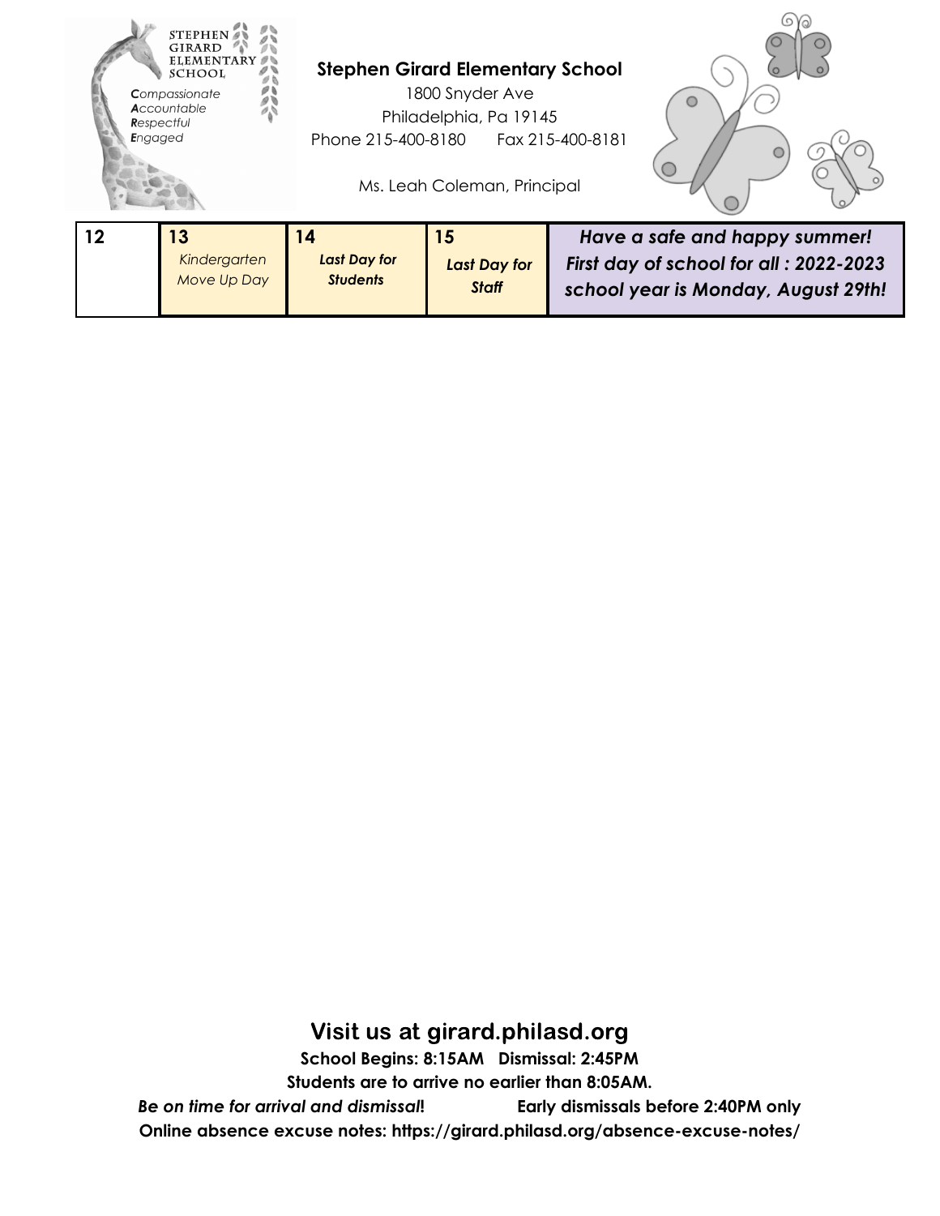**Stephen Girard Elementary School**

1800 Snyder Ave

Philadelphia, Pa 19145

Phone 215-400-8180 Fax 215-400-8181

Ms. Leah Coleman, Principal

STEPHEN GIRARD ELEMENTARY SCHOOL

*Compassionate*
*Accountable*
*Respectful*
*Engaged*

| | | | | |
|---|---|---|---|---|
| 12 | 13 *Kindergarten Move Up Day* | 14 ***Last Day for Students*** | 15 ***Last Day for Staff*** | ***Have a safe and happy summer! First day of school for all : 2022-2023 school year is Monday, August 29th!*** |

## Visit us at girard.philasd.org

**School Begins: 8:15AM Dismissal: 2:45PM**

**Students are to arrive no earlier than 8:05AM.**

***Be on time for arrival and dismissal*!** **Early dismissals before 2:40PM only**

**Online absence excuse notes: https://girard.philasd.org/absence-excuse-notes/**